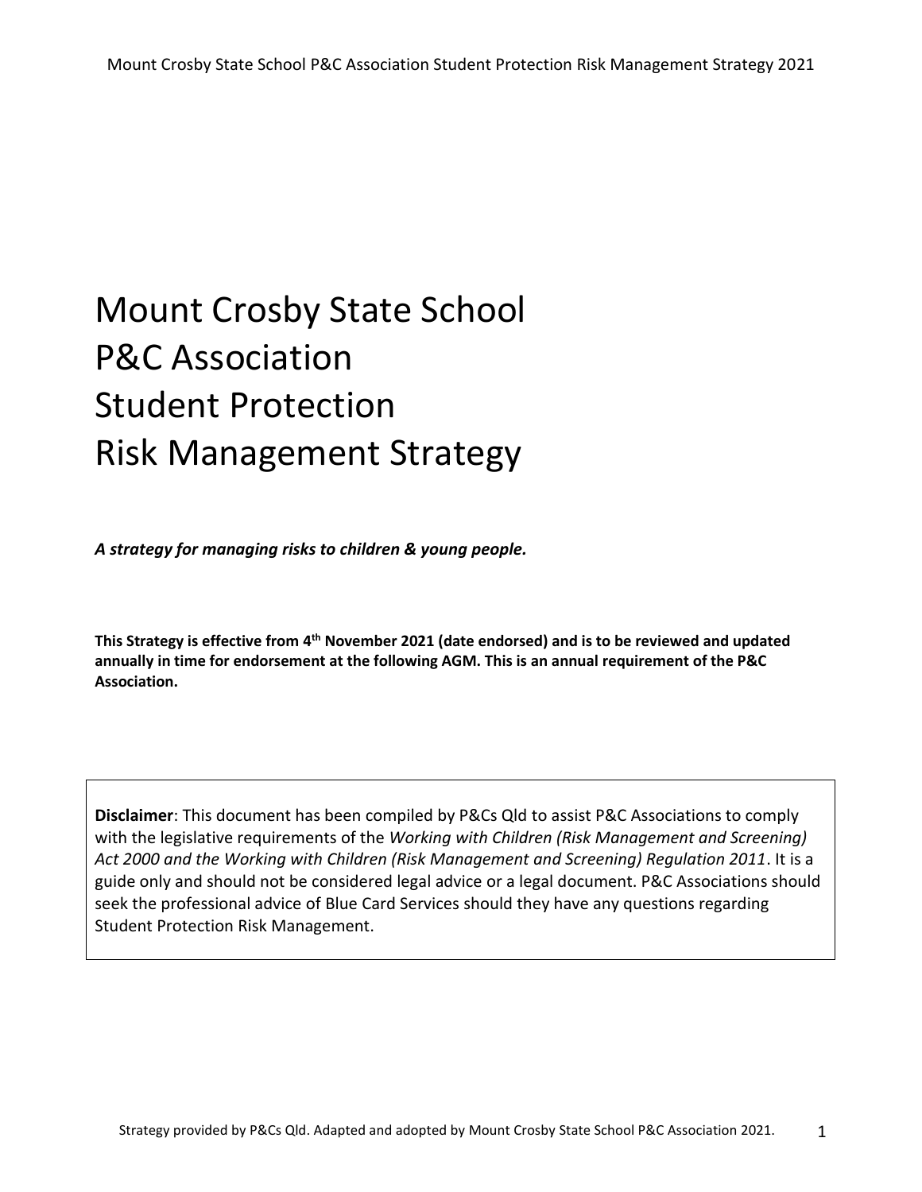# Mount Crosby State School P&C Association Student Protection Risk Management Strategy

***A strategy for managing risks to children & young people.***

**This Strategy is effective from 4th November 2021 (date endorsed) and is to be reviewed and updated annually in time for endorsement at the following AGM. This is an annual requirement of the P&C Association.**

**Disclaimer**: This document has been compiled by P&Cs Qld to assist P&C Associations to comply with the legislative requirements of the *Working with Children (Risk Management and Screening) Act 2000 and the Working with Children (Risk Management and Screening) Regulation 2011*. It is a guide only and should not be considered legal advice or a legal document. P&C Associations should seek the professional advice of Blue Card Services should they have any questions regarding Student Protection Risk Management.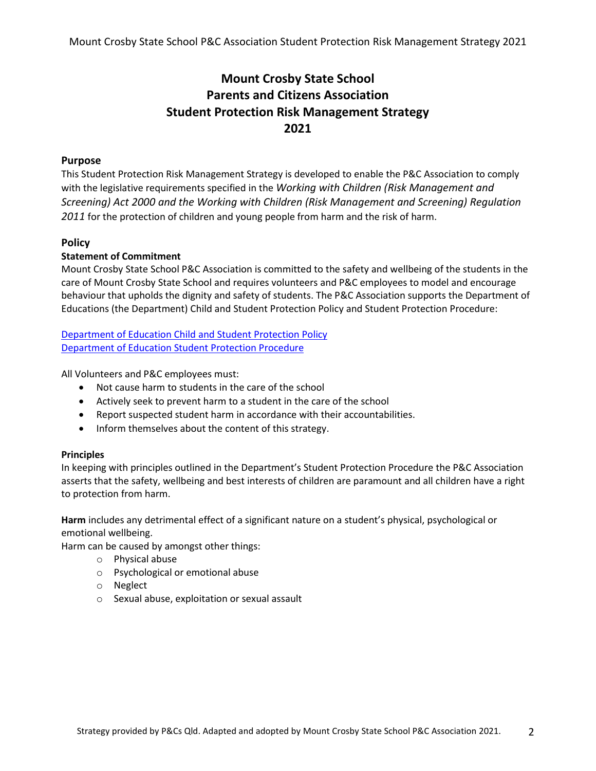# Mount Crosby State School
# Parents and Citizens Association
# Student Protection Risk Management Strategy
# 2021

## Purpose

This Student Protection Risk Management Strategy is developed to enable the P&C Association to comply with the legislative requirements specified in the *Working with Children (Risk Management and Screening) Act 2000 and the Working with Children (Risk Management and Screening) Regulation 2011* for the protection of children and young people from harm and the risk of harm.

## Policy

### Statement of Commitment

Mount Crosby State School P&C Association is committed to the safety and wellbeing of the students in the care of Mount Crosby State School and requires volunteers and P&C employees to model and encourage behaviour that upholds the dignity and safety of students. The P&C Association supports the Department of Educations (the Department) Child and Student Protection Policy and Student Protection Procedure:

Department of Education Child and Student Protection Policy
Department of Education Student Protection Procedure

All Volunteers and P&C employees must:

- Not cause harm to students in the care of the school
- Actively seek to prevent harm to a student in the care of the school
- Report suspected student harm in accordance with their accountabilities.
- Inform themselves about the content of this strategy.

### Principles

In keeping with principles outlined in the Department's Student Protection Procedure the P&C Association asserts that the safety, wellbeing and best interests of children are paramount and all children have a right to protection from harm.

**Harm** includes any detrimental effect of a significant nature on a student's physical, psychological or emotional wellbeing.

Harm can be caused by amongst other things:

- Physical abuse
- Psychological or emotional abuse
- Neglect
- Sexual abuse, exploitation or sexual assault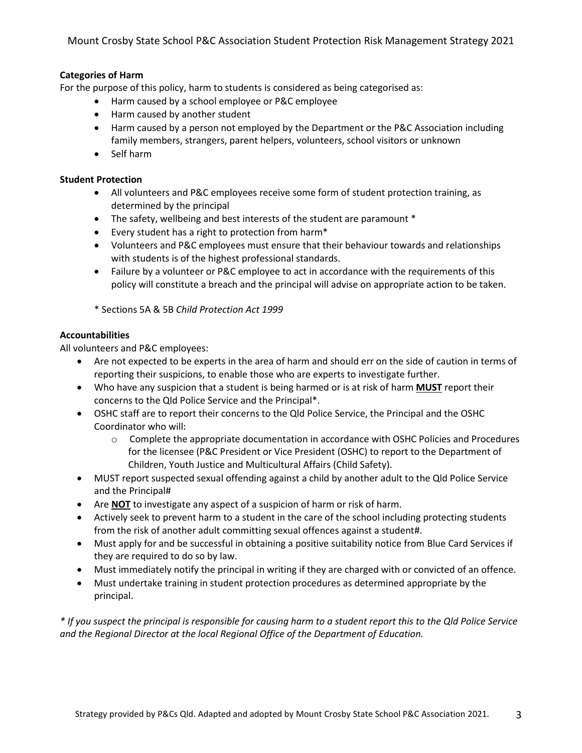**Categories of Harm**

For the purpose of this policy, harm to students is considered as being categorised as:

- Harm caused by a school employee or P&C employee
- Harm caused by another student
- Harm caused by a person not employed by the Department or the P&C Association including family members, strangers, parent helpers, volunteers, school visitors or unknown
- Self harm

**Student Protection**

- All volunteers and P&C employees receive some form of student protection training, as determined by the principal
- The safety, wellbeing and best interests of the student are paramount *
- Every student has a right to protection from harm*
- Volunteers and P&C employees must ensure that their behaviour towards and relationships with students is of the highest professional standards.
- Failure by a volunteer or P&C employee to act in accordance with the requirements of this policy will constitute a breach and the principal will advise on appropriate action to be taken.

* Sections 5A & 5B *Child Protection Act 1999*

**Accountabilities**

All volunteers and P&C employees:

- Are not expected to be experts in the area of harm and should err on the side of caution in terms of reporting their suspicions, to enable those who are experts to investigate further.
- Who have any suspicion that a student is being harmed or is at risk of harm **MUST** report their concerns to the Qld Police Service and the Principal*.
- OSHC staff are to report their concerns to the Qld Police Service, the Principal and the OSHC Coordinator who will:
    - Complete the appropriate documentation in accordance with OSHC Policies and Procedures for the licensee (P&C President or Vice President (OSHC) to report to the Department of Children, Youth Justice and Multicultural Affairs (Child Safety).
- MUST report suspected sexual offending against a child by another adult to the Qld Police Service and the Principal#
- Are **NOT** to investigate any aspect of a suspicion of harm or risk of harm.
- Actively seek to prevent harm to a student in the care of the school including protecting students from the risk of another adult committing sexual offences against a student#.
- Must apply for and be successful in obtaining a positive suitability notice from Blue Card Services if they are required to do so by law.
- Must immediately notify the principal in writing if they are charged with or convicted of an offence.
- Must undertake training in student protection procedures as determined appropriate by the principal.

*\* If you suspect the principal is responsible for causing harm to a student report this to the Qld Police Service and the Regional Director at the local Regional Office of the Department of Education.*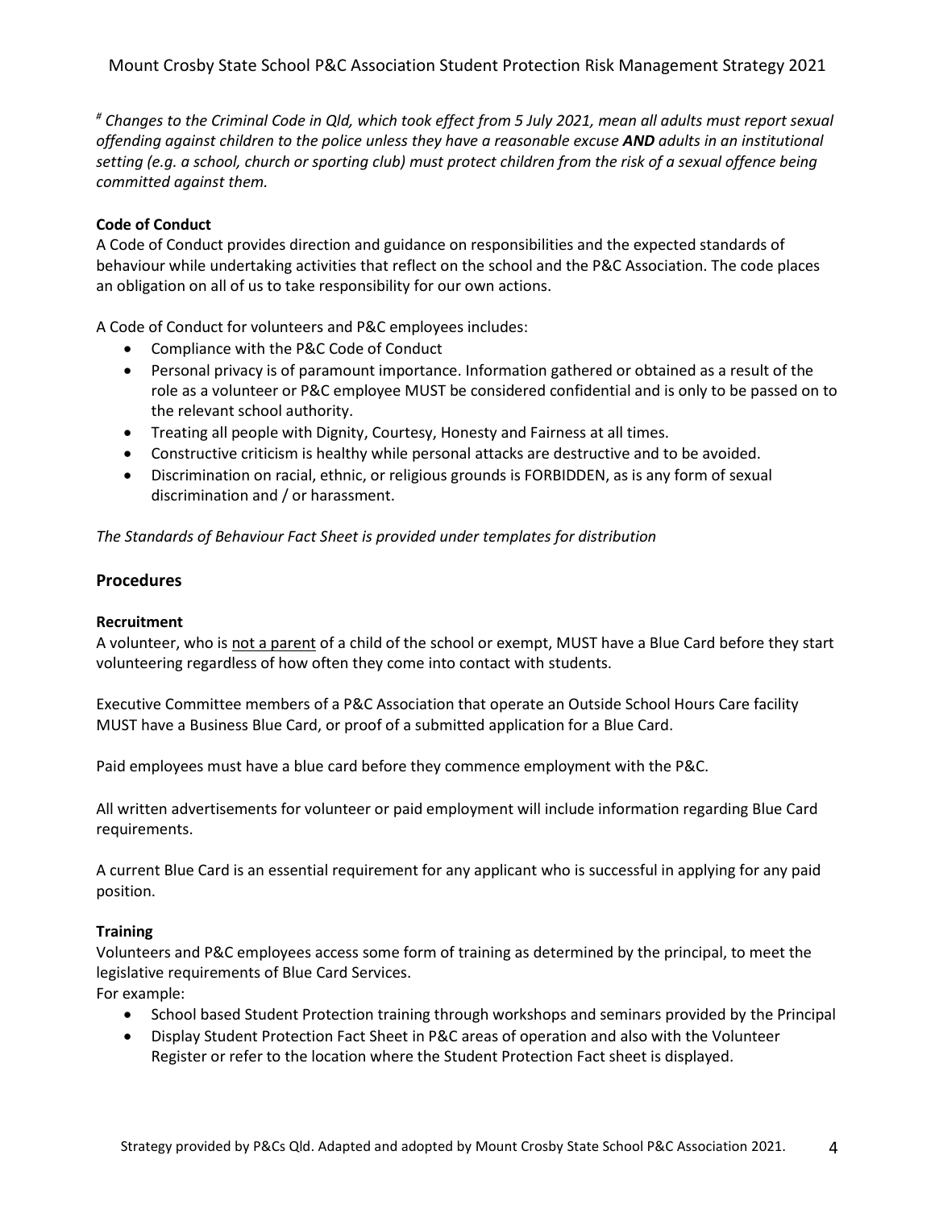*[#] Changes to the Criminal Code in Qld, which took effect from 5 July 2021, mean all adults must report sexual offending against children to the police unless they have a reasonable excuse **AND** adults in an institutional setting (e.g. a school, church or sporting club) must protect children from the risk of a sexual offence being committed against them.*

**Code of Conduct**

A Code of Conduct provides direction and guidance on responsibilities and the expected standards of behaviour while undertaking activities that reflect on the school and the P&C Association. The code places an obligation on all of us to take responsibility for our own actions.

A Code of Conduct for volunteers and P&C employees includes:

- Compliance with the P&C Code of Conduct
- Personal privacy is of paramount importance. Information gathered or obtained as a result of the role as a volunteer or P&C employee MUST be considered confidential and is only to be passed on to the relevant school authority.
- Treating all people with Dignity, Courtesy, Honesty and Fairness at all times.
- Constructive criticism is healthy while personal attacks are destructive and to be avoided.
- Discrimination on racial, ethnic, or religious grounds is FORBIDDEN, as is any form of sexual discrimination and / or harassment.

*The Standards of Behaviour Fact Sheet is provided under templates for distribution*

## Procedures

**Recruitment**

A volunteer, who is <u>not a parent</u> of a child of the school or exempt, MUST have a Blue Card before they start volunteering regardless of how often they come into contact with students.

Executive Committee members of a P&C Association that operate an Outside School Hours Care facility MUST have a Business Blue Card, or proof of a submitted application for a Blue Card.

Paid employees must have a blue card before they commence employment with the P&C.

All written advertisements for volunteer or paid employment will include information regarding Blue Card requirements.

A current Blue Card is an essential requirement for any applicant who is successful in applying for any paid position.

**Training**

Volunteers and P&C employees access some form of training as determined by the principal, to meet the legislative requirements of Blue Card Services.

For example:

- School based Student Protection training through workshops and seminars provided by the Principal
- Display Student Protection Fact Sheet in P&C areas of operation and also with the Volunteer Register or refer to the location where the Student Protection Fact sheet is displayed.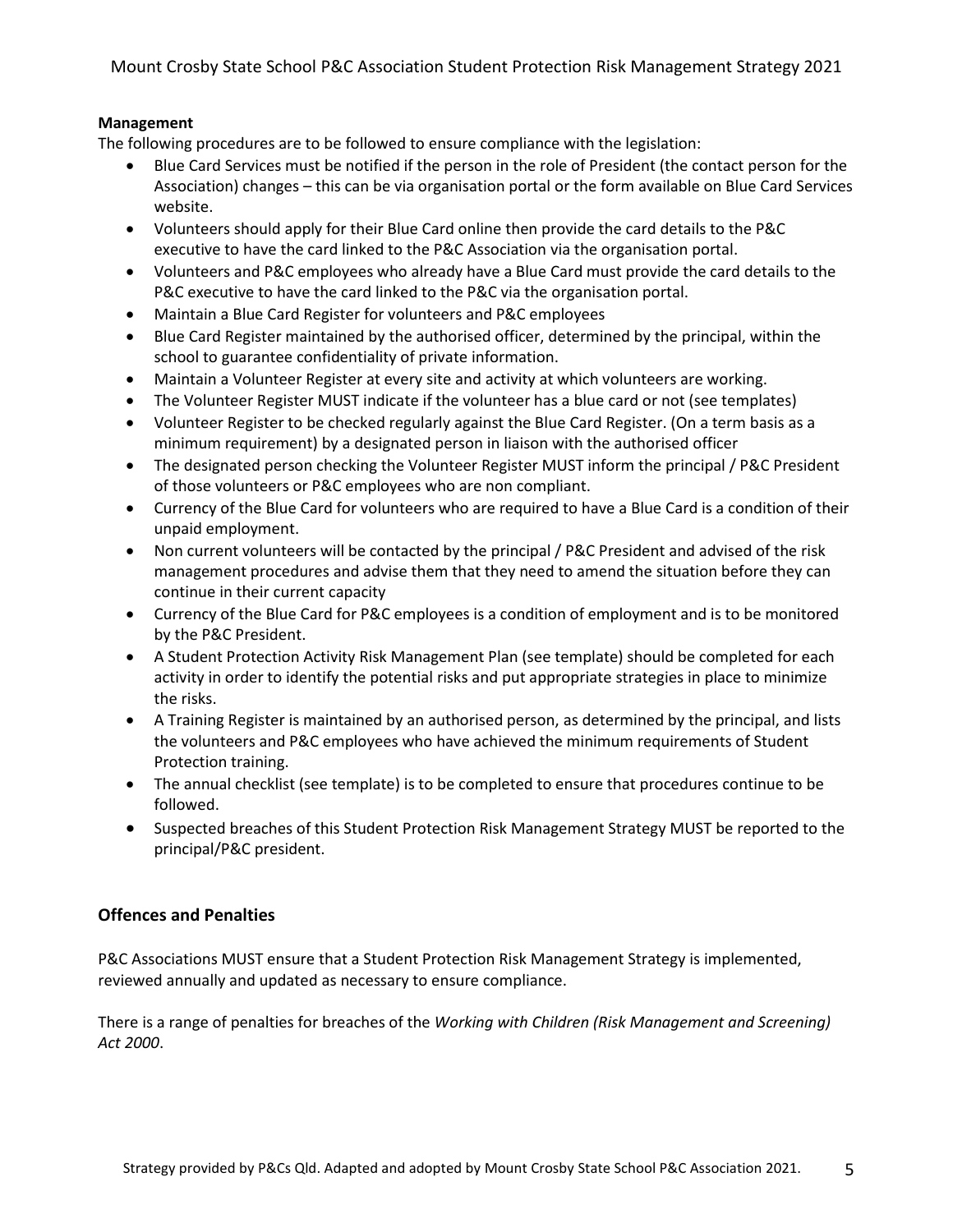**Management**

The following procedures are to be followed to ensure compliance with the legislation:

- Blue Card Services must be notified if the person in the role of President (the contact person for the Association) changes – this can be via organisation portal or the form available on Blue Card Services website.
- Volunteers should apply for their Blue Card online then provide the card details to the P&C executive to have the card linked to the P&C Association via the organisation portal.
- Volunteers and P&C employees who already have a Blue Card must provide the card details to the P&C executive to have the card linked to the P&C via the organisation portal.
- Maintain a Blue Card Register for volunteers and P&C employees
- Blue Card Register maintained by the authorised officer, determined by the principal, within the school to guarantee confidentiality of private information.
- Maintain a Volunteer Register at every site and activity at which volunteers are working.
- The Volunteer Register MUST indicate if the volunteer has a blue card or not (see templates)
- Volunteer Register to be checked regularly against the Blue Card Register. (On a term basis as a minimum requirement) by a designated person in liaison with the authorised officer
- The designated person checking the Volunteer Register MUST inform the principal / P&C President of those volunteers or P&C employees who are non compliant.
- Currency of the Blue Card for volunteers who are required to have a Blue Card is a condition of their unpaid employment.
- Non current volunteers will be contacted by the principal / P&C President and advised of the risk management procedures and advise them that they need to amend the situation before they can continue in their current capacity
- Currency of the Blue Card for P&C employees is a condition of employment and is to be monitored by the P&C President.
- A Student Protection Activity Risk Management Plan (see template) should be completed for each activity in order to identify the potential risks and put appropriate strategies in place to minimize the risks.
- A Training Register is maintained by an authorised person, as determined by the principal, and lists the volunteers and P&C employees who have achieved the minimum requirements of Student Protection training.
- The annual checklist (see template) is to be completed to ensure that procedures continue to be followed.
- Suspected breaches of this Student Protection Risk Management Strategy MUST be reported to the principal/P&C president.

## Offences and Penalties

P&C Associations MUST ensure that a Student Protection Risk Management Strategy is implemented, reviewed annually and updated as necessary to ensure compliance.

There is a range of penalties for breaches of the *Working with Children (Risk Management and Screening) Act 2000*.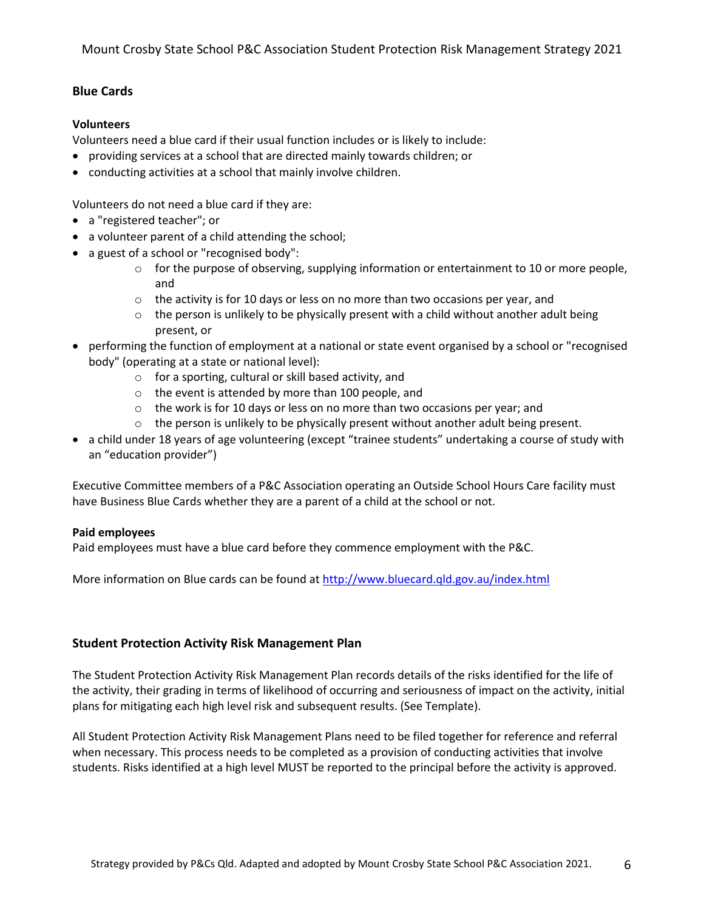## Blue Cards

### Volunteers

Volunteers need a blue card if their usual function includes or is likely to include:

- providing services at a school that are directed mainly towards children; or
- conducting activities at a school that mainly involve children.

Volunteers do not need a blue card if they are:

- a "registered teacher"; or
- a volunteer parent of a child attending the school;
- a guest of a school or "recognised body":
    - for the purpose of observing, supplying information or entertainment to 10 or more people, and
    - the activity is for 10 days or less on no more than two occasions per year, and
    - the person is unlikely to be physically present with a child without another adult being present, or
- performing the function of employment at a national or state event organised by a school or "recognised body" (operating at a state or national level):
    - for a sporting, cultural or skill based activity, and
    - the event is attended by more than 100 people, and
    - the work is for 10 days or less on no more than two occasions per year; and
    - the person is unlikely to be physically present without another adult being present.
- a child under 18 years of age volunteering (except "trainee students" undertaking a course of study with an "education provider")

Executive Committee members of a P&C Association operating an Outside School Hours Care facility must have Business Blue Cards whether they are a parent of a child at the school or not.

### Paid employees

Paid employees must have a blue card before they commence employment with the P&C.

More information on Blue cards can be found at [http://www.bluecard.qld.gov.au/index.html](http://www.bluecard.qld.gov.au/index.html)

## Student Protection Activity Risk Management Plan

The Student Protection Activity Risk Management Plan records details of the risks identified for the life of the activity, their grading in terms of likelihood of occurring and seriousness of impact on the activity, initial plans for mitigating each high level risk and subsequent results. (See Template).

All Student Protection Activity Risk Management Plans need to be filed together for reference and referral when necessary. This process needs to be completed as a provision of conducting activities that involve students. Risks identified at a high level MUST be reported to the principal before the activity is approved.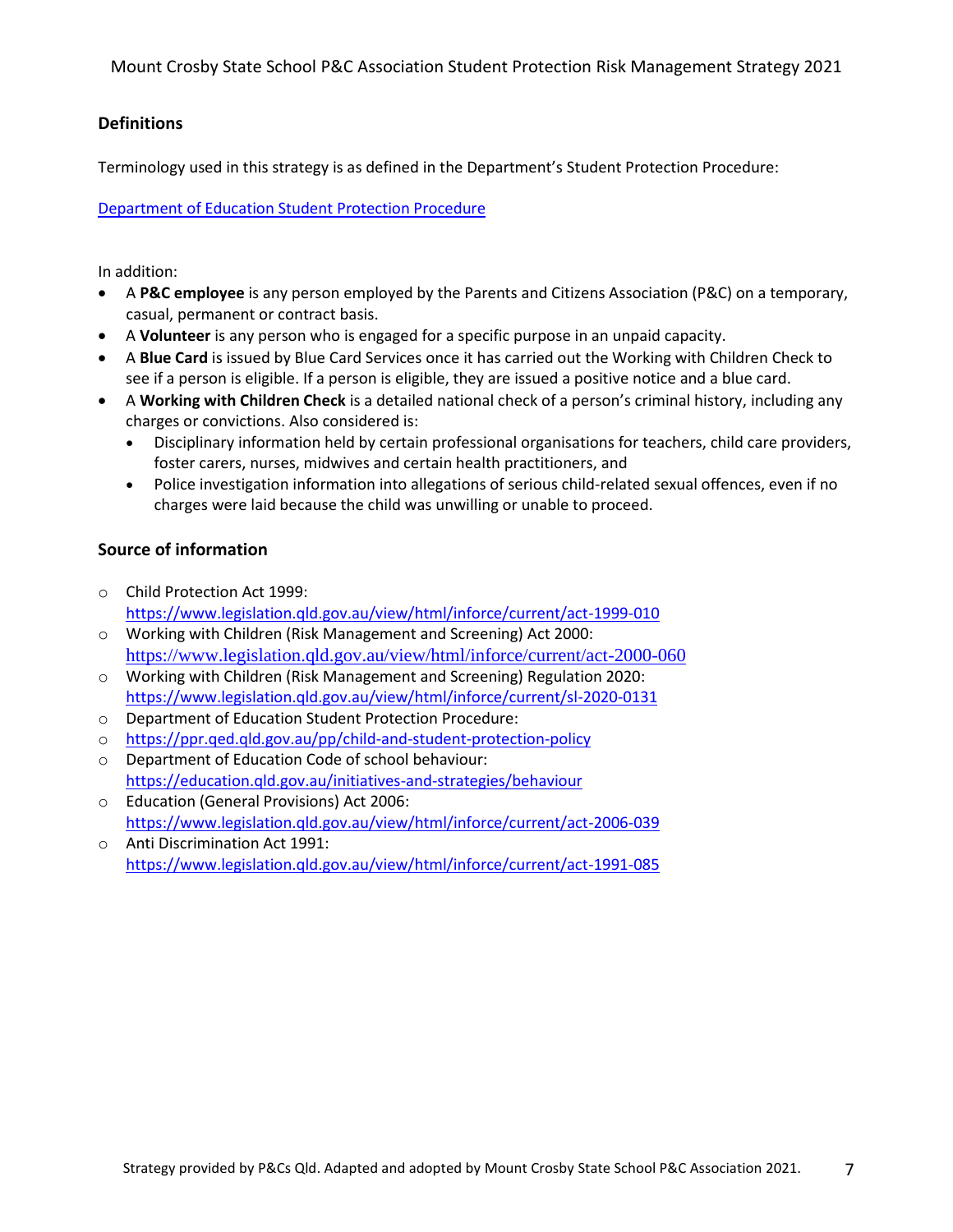## Definitions

Terminology used in this strategy is as defined in the Department's Student Protection Procedure:

Department of Education Student Protection Procedure

In addition:

- A **P&C employee** is any person employed by the Parents and Citizens Association (P&C) on a temporary, casual, permanent or contract basis.
- A **Volunteer** is any person who is engaged for a specific purpose in an unpaid capacity.
- A **Blue Card** is issued by Blue Card Services once it has carried out the Working with Children Check to see if a person is eligible. If a person is eligible, they are issued a positive notice and a blue card.
- A **Working with Children Check** is a detailed national check of a person's criminal history, including any charges or convictions. Also considered is:
  - Disciplinary information held by certain professional organisations for teachers, child care providers, foster carers, nurses, midwives and certain health practitioners, and
  - Police investigation information into allegations of serious child-related sexual offences, even if no charges were laid because the child was unwilling or unable to proceed.

## Source of information

- Child Protection Act 1999: https://www.legislation.qld.gov.au/view/html/inforce/current/act-1999-010
- Working with Children (Risk Management and Screening) Act 2000: https://www.legislation.qld.gov.au/view/html/inforce/current/act-2000-060
- Working with Children (Risk Management and Screening) Regulation 2020: https://www.legislation.qld.gov.au/view/html/inforce/current/sl-2020-0131
- Department of Education Student Protection Procedure:
- https://ppr.qed.qld.gov.au/pp/child-and-student-protection-policy
- Department of Education Code of school behaviour: https://education.qld.gov.au/initiatives-and-strategies/behaviour
- Education (General Provisions) Act 2006: https://www.legislation.qld.gov.au/view/html/inforce/current/act-2006-039
- Anti Discrimination Act 1991: https://www.legislation.qld.gov.au/view/html/inforce/current/act-1991-085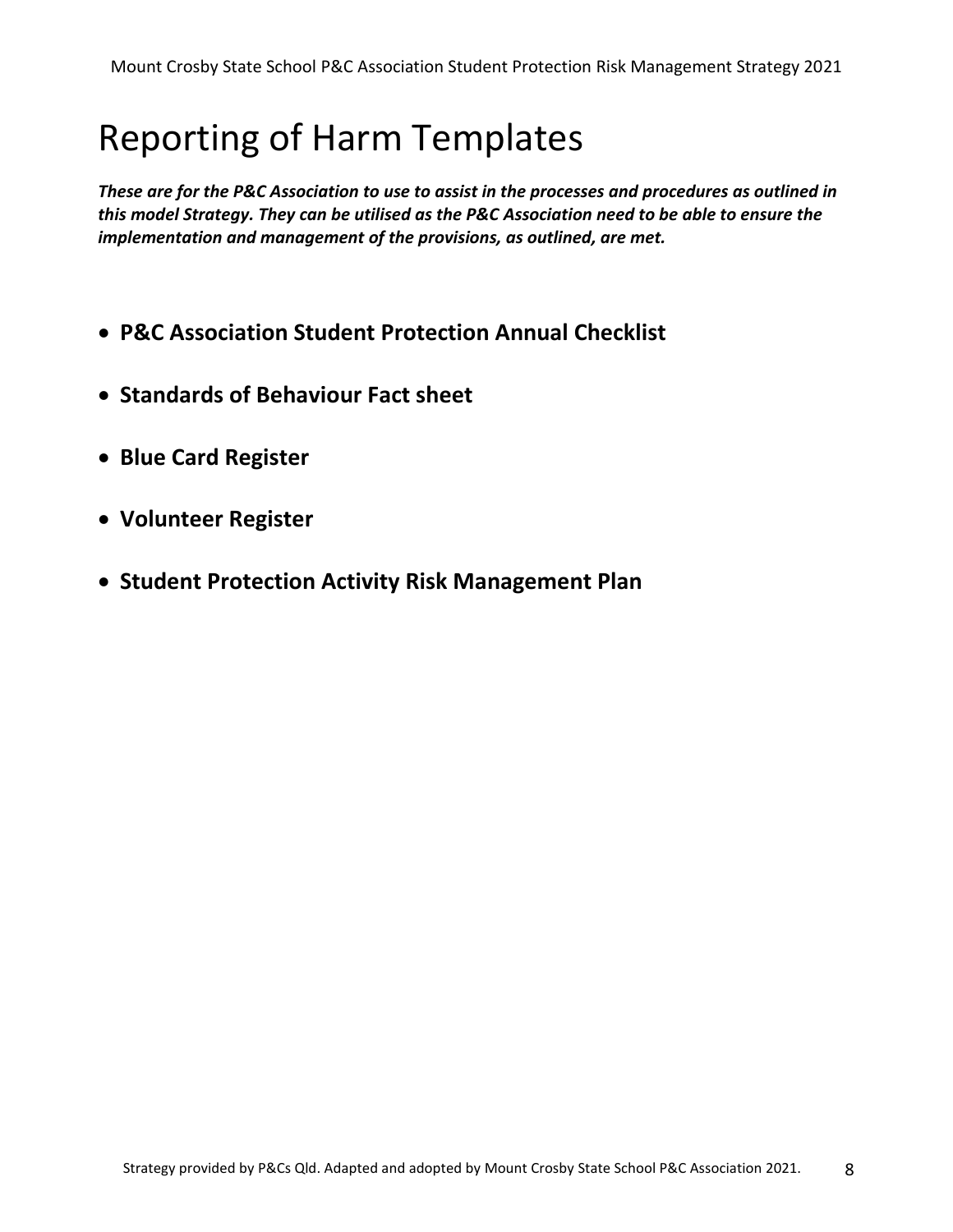# Reporting of Harm Templates

***These are for the P&C Association to use to assist in the processes and procedures as outlined in this model Strategy. They can be utilised as the P&C Association need to be able to ensure the implementation and management of the provisions, as outlined, are met.***

- **P&C Association Student Protection Annual Checklist**
- **Standards of Behaviour Fact sheet**
- **Blue Card Register**
- **Volunteer Register**
- **Student Protection Activity Risk Management Plan**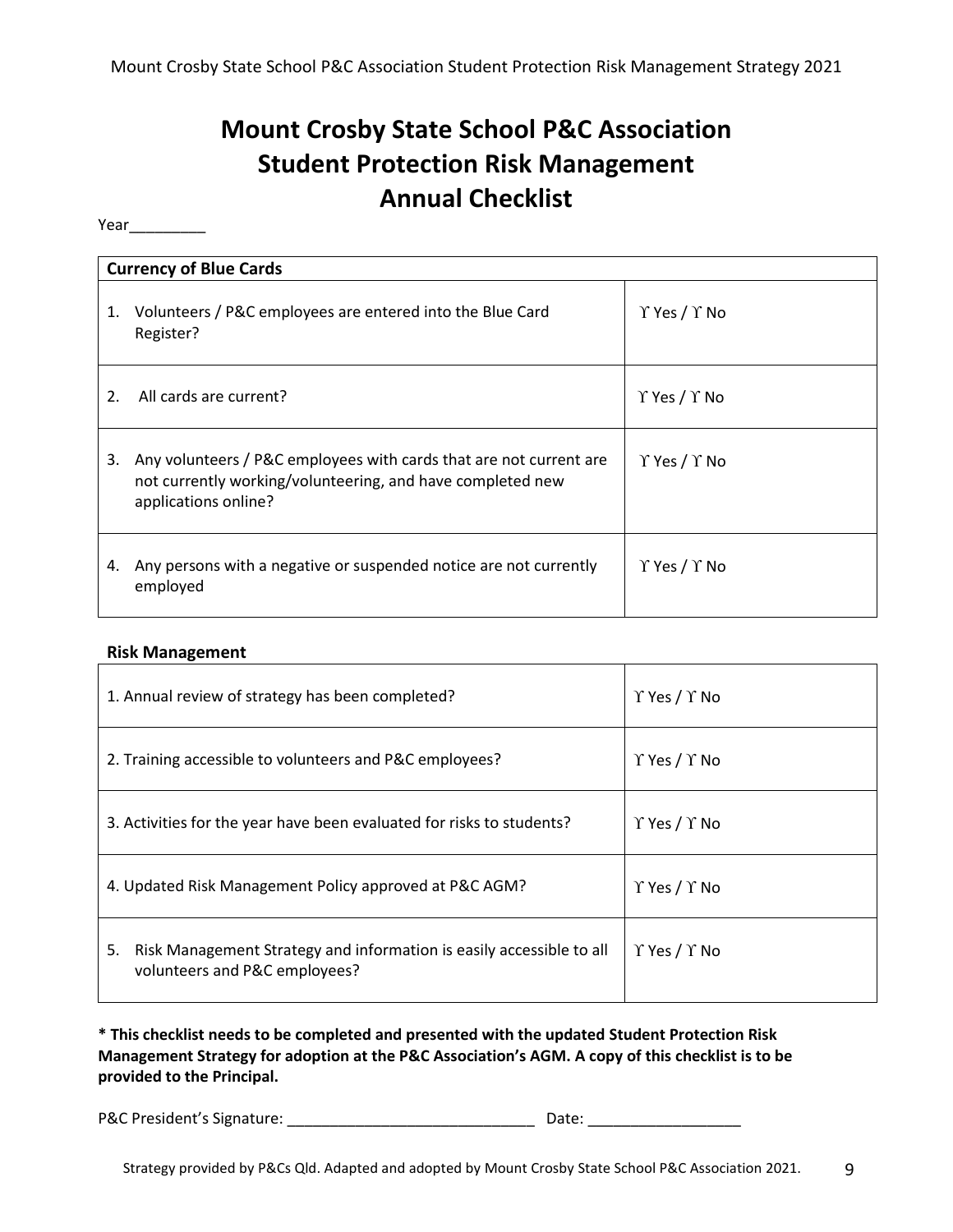# Mount Crosby State School P&C Association
# Student Protection Risk Management
# Annual Checklist

Year_________

| **Currency of Blue Cards** | |
|---|---|
| 1. Volunteers / P&C employees are entered into the Blue Card Register? | ϒ Yes / ϒ No |
| 2. All cards are current? | ϒ Yes / ϒ No |
| 3. Any volunteers / P&C employees with cards that are not current are not currently working/volunteering, and have completed new applications online? | ϒ Yes / ϒ No |
| 4. Any persons with a negative or suspended notice are not currently employed | ϒ Yes / ϒ No |

**Risk Management**

| | |
|---|---|
| 1. Annual review of strategy has been completed? | ϒ Yes / ϒ No |
| 2. Training accessible to volunteers and P&C employees? | ϒ Yes / ϒ No |
| 3. Activities for the year have been evaluated for risks to students? | ϒ Yes / ϒ No |
| 4. Updated Risk Management Policy approved at P&C AGM? | ϒ Yes / ϒ No |
| 5. Risk Management Strategy and information is easily accessible to all volunteers and P&C employees? | ϒ Yes / ϒ No |

**\* This checklist needs to be completed and presented with the updated Student Protection Risk Management Strategy for adoption at the P&C Association's AGM. A copy of this checklist is to be provided to the Principal.**

P&C President's Signature: _____________________________ Date: __________________

Strategy provided by P&Cs Qld. Adapted and adopted by Mount Crosby State School P&C Association 2021.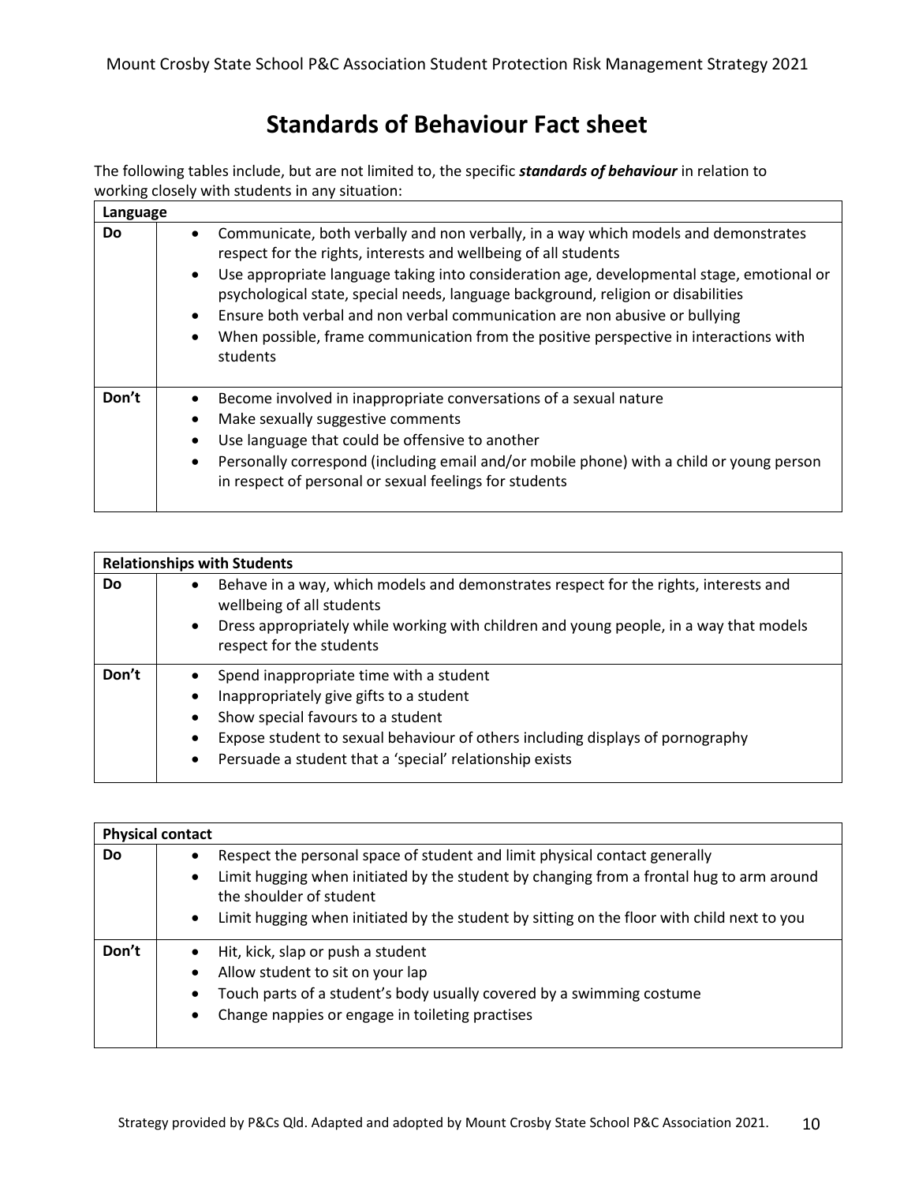# Standards of Behaviour Fact sheet

The following tables include, but are not limited to, the specific ***standards of behaviour*** in relation to working closely with students in any situation:

| **Language** | |
|---|---|
| **Do** | • Communicate, both verbally and non verbally, in a way which models and demonstrates respect for the rights, interests and wellbeing of all students<br>• Use appropriate language taking into consideration age, developmental stage, emotional or psychological state, special needs, language background, religion or disabilities<br>• Ensure both verbal and non verbal communication are non abusive or bullying<br>• When possible, frame communication from the positive perspective in interactions with students |
| **Don't** | • Become involved in inappropriate conversations of a sexual nature<br>• Make sexually suggestive comments<br>• Use language that could be offensive to another<br>• Personally correspond (including email and/or mobile phone) with a child or young person in respect of personal or sexual feelings for students |

| **Relationships with Students** | |
|---|---|
| **Do** | • Behave in a way, which models and demonstrates respect for the rights, interests and wellbeing of all students<br>• Dress appropriately while working with children and young people, in a way that models respect for the students |
| **Don't** | • Spend inappropriate time with a student<br>• Inappropriately give gifts to a student<br>• Show special favours to a student<br>• Expose student to sexual behaviour of others including displays of pornography<br>• Persuade a student that a 'special' relationship exists |

| **Physical contact** | |
|---|---|
| **Do** | • Respect the personal space of student and limit physical contact generally<br>• Limit hugging when initiated by the student by changing from a frontal hug to arm around the shoulder of student<br>• Limit hugging when initiated by the student by sitting on the floor with child next to you |
| **Don't** | • Hit, kick, slap or push a student<br>• Allow student to sit on your lap<br>• Touch parts of a student's body usually covered by a swimming costume<br>• Change nappies or engage in toileting practises |

Strategy provided by P&Cs Qld. Adapted and adopted by Mount Crosby State School P&C Association 2021.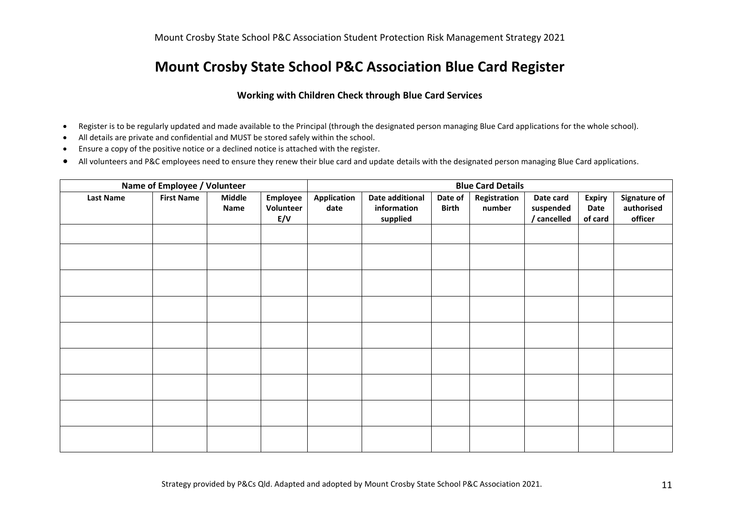# Mount Crosby State School P&C Association Blue Card Register

**Working with Children Check through Blue Card Services**

- Register is to be regularly updated and made available to the Principal (through the designated person managing Blue Card applications for the whole school).
- All details are private and confidential and MUST be stored safely within the school.
- Ensure a copy of the positive notice or a declined notice is attached with the register.
- All volunteers and P&C employees need to ensure they renew their blue card and update details with the designated person managing Blue Card applications.

| Name of Employee / Volunteer | | | | Blue Card Details | | | | | | |
|---|---|---|---|---|---|---|---|---|---|---|
| **Last Name** | **First Name** | **Middle Name** | **Employee Volunteer E/V** | **Application date** | **Date additional information supplied** | **Date of Birth** | **Registration number** | **Date card suspended / cancelled** | **Expiry Date of card** | **Signature of authorised officer** |
| | | | | | | | | | | |
| | | | | | | | | | | |
| | | | | | | | | | | |
| | | | | | | | | | | |
| | | | | | | | | | | |
| | | | | | | | | | | |
| | | | | | | | | | | |
| | | | | | | | | | | |
| | | | | | | | | | | |

Strategy provided by P&Cs Qld. Adapted and adopted by Mount Crosby State School P&C Association 2021.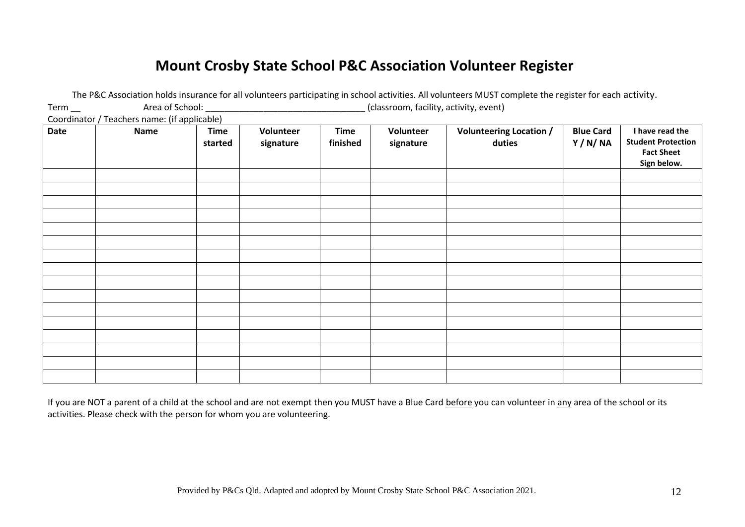# Mount Crosby State School P&C Association Volunteer Register

The P&C Association holds insurance for all volunteers participating in school activities. All volunteers MUST complete the register for each activity.

Term __ Area of School: ________________________________ (classroom, facility, activity, event)

Coordinator / Teachers name: (if applicable)

| Date | Name | Time started | Volunteer signature | Time finished | Volunteer signature | Volunteering Location / duties | Blue Card Y / N/ NA | I have read the Student Protection Fact Sheet Sign below. |
|---|---|---|---|---|---|---|---|---|
| | | | | | | | | |
| | | | | | | | | |
| | | | | | | | | |
| | | | | | | | | |
| | | | | | | | | |
| | | | | | | | | |
| | | | | | | | | |
| | | | | | | | | |
| | | | | | | | | |
| | | | | | | | | |
| | | | | | | | | |
| | | | | | | | | |
| | | | | | | | | |
| | | | | | | | | |
| | | | | | | | | |
| | | | | | | | | |

If you are NOT a parent of a child at the school and are not exempt then you MUST have a Blue Card before you can volunteer in any area of the school or its activities. Please check with the person for whom you are volunteering.

Provided by P&Cs Qld. Adapted and adopted by Mount Crosby State School P&C Association 2021.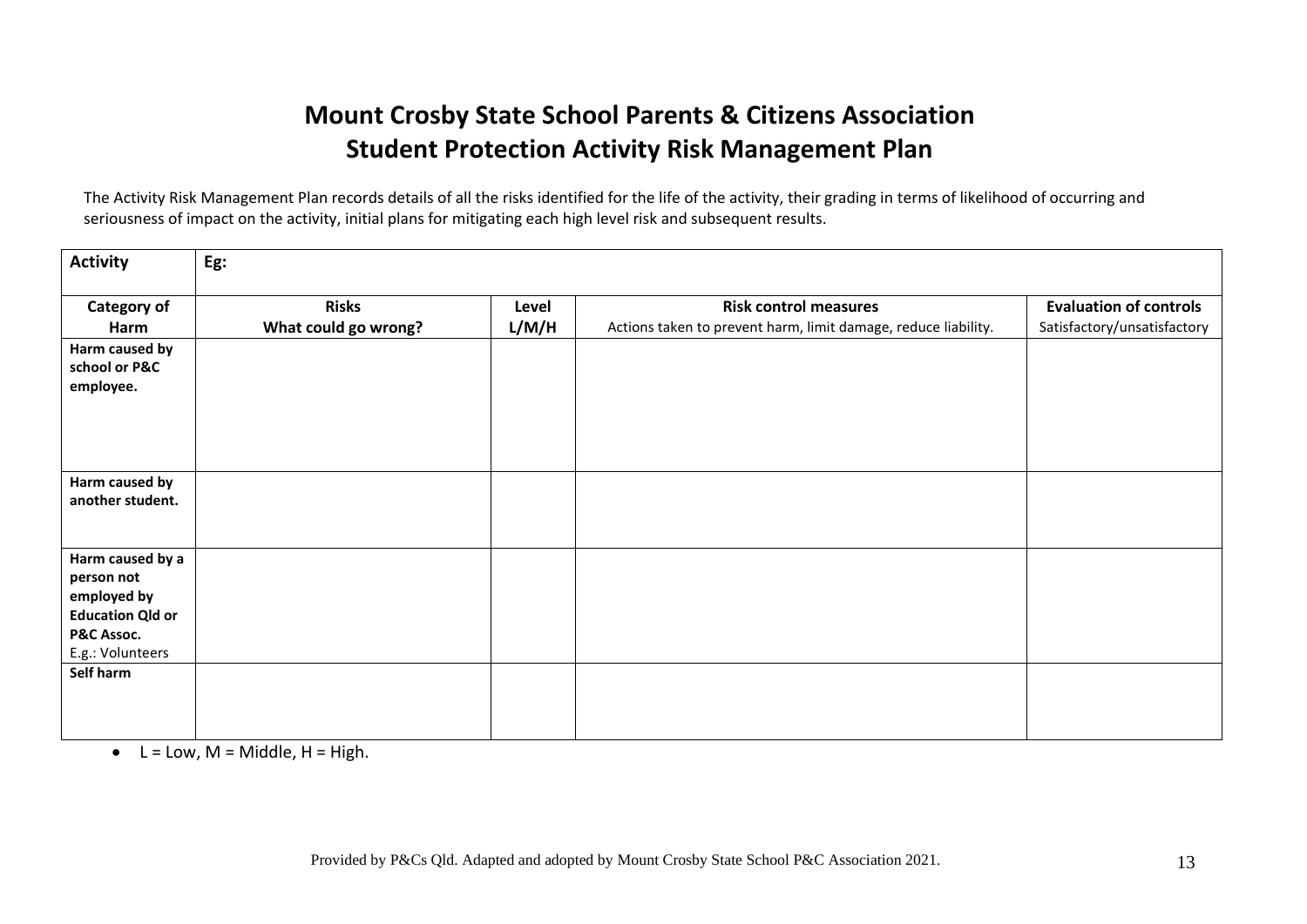# Mount Crosby State School Parents & Citizens Association
# Student Protection Activity Risk Management Plan

The Activity Risk Management Plan records details of all the risks identified for the life of the activity, their grading in terms of likelihood of occurring and seriousness of impact on the activity, initial plans for mitigating each high level risk and subsequent results.

| **Activity** | **Eg:** | | | |
|---|---|---|---|---|
| **Category of Harm** | **Risks**<br>**What could go wrong?** | **Level**<br>**L/M/H** | **Risk control measures**<br>Actions taken to prevent harm, limit damage, reduce liability. | **Evaluation of controls**<br>Satisfactory/unsatisfactory |
| **Harm caused by school or P&C employee.** | | | | |
| **Harm caused by another student.** | | | | |
| **Harm caused by a person not employed by Education Qld or P&C Assoc.**<br>E.g.: Volunteers | | | | |
| **Self harm** | | | | |

- L = Low, M = Middle, H = High.

Provided by P&Cs Qld. Adapted and adopted by Mount Crosby State School P&C Association 2021.